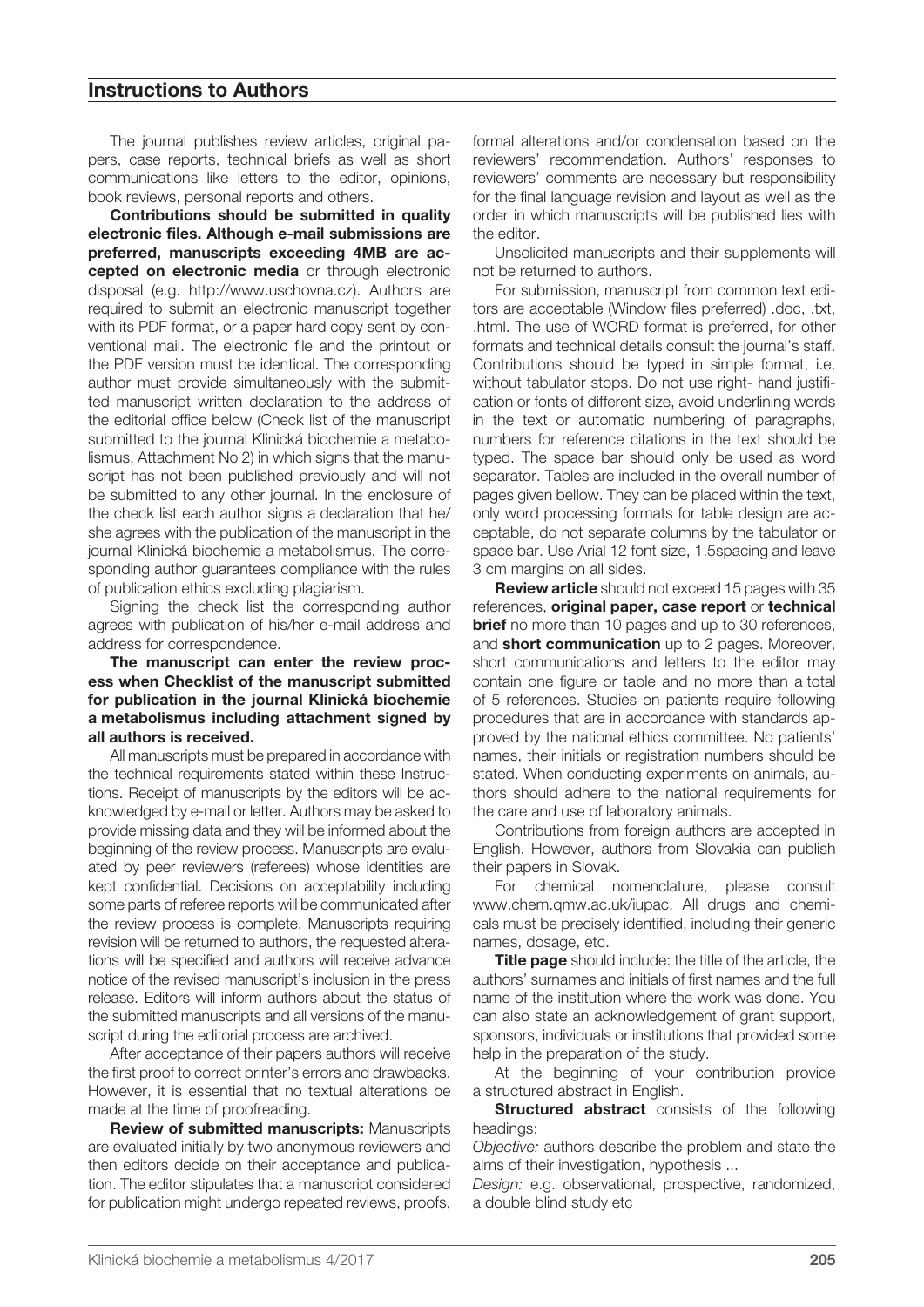# Instructions to Authors

The journal publishes review articles, original papers, case reports, technical briefs as well as short communications like letters to the editor, opinions, book reviews, personal reports and others.

**Contributions should be submitted in quality electronic files. Although e-mail submissions are preferred, manuscripts exceeding 4MB are accepted on electronic media** or through electronic disposal (e.g. http://www.uschovna.cz). Authors are required to submit an electronic manuscript together with its PDF format, or a paper hard copy sent by conventional mail. The electronic file and the printout or the PDF version must be identical. The corresponding author must provide simultaneously with the submitted manuscript written declaration to the address of the editorial office below (Check list of the manuscript submitted to the journal Klinická biochemie a metabolismus, Attachment No 2) in which signs that the manuscript has not been published previously and will not be submitted to any other journal. In the enclosure of the check list each author signs a declaration that he/she agrees with the publication of the manuscript in the journal Klinická biochemie a metabolismus. The corresponding author guarantees compliance with the rules of publication ethics excluding plagiarism.

Signing the check list the corresponding author agrees with publication of his/her e-mail address and address for correspondence.

**The manuscript can enter the review process when Checklist of the manuscript submitted for publication in the journal Klinická biochemie a metabolismus including attachment signed by all authors is received.**

All manuscripts must be prepared in accordance with the technical requirements stated within these Instructions. Receipt of manuscripts by the editors will be acknowledged by e-mail or letter. Authors may be asked to provide missing data and they will be informed about the beginning of the review process. Manuscripts are evaluated by peer reviewers (referees) whose identities are kept confidential. Decisions on acceptability including some parts of referee reports will be communicated after the review process is complete. Manuscripts requiring revision will be returned to authors, the requested alterations will be specified and authors will receive advance notice of the revised manuscript's inclusion in the press release. Editors will inform authors about the status of the submitted manuscripts and all versions of the manuscript during the editorial process are archived.

After acceptance of their papers authors will receive the first proof to correct printer's errors and drawbacks. However, it is essential that no textual alterations be made at the time of proofreading.

**Review of submitted manuscripts:** Manuscripts are evaluated initially by two anonymous reviewers and then editors decide on their acceptance and publication. The editor stipulates that a manuscript considered for publication might undergo repeated reviews, proofs, formal alterations and/or condensation based on the reviewers' recommendation. Authors' responses to reviewers' comments are necessary but responsibility for the final language revision and layout as well as the order in which manuscripts will be published lies with the editor.

Unsolicited manuscripts and their supplements will not be returned to authors.

For submission, manuscript from common text editors are acceptable (Window files preferred) .doc, .txt, .html. The use of WORD format is preferred, for other formats and technical details consult the journal's staff. Contributions should be typed in simple format, i.e. without tabulator stops. Do not use right- hand justification or fonts of different size, avoid underlining words in the text or automatic numbering of paragraphs, numbers for reference citations in the text should be typed. The space bar should only be used as word separator. Tables are included in the overall number of pages given bellow. They can be placed within the text, only word processing formats for table design are acceptable, do not separate columns by the tabulator or space bar. Use Arial 12 font size, 1.5spacing and leave 3 cm margins on all sides.

**Review article** should not exceed 15 pages with 35 references, **original paper, case report** or **technical brief** no more than 10 pages and up to 30 references, and **short communication** up to 2 pages. Moreover, short communications and letters to the editor may contain one figure or table and no more than a total of 5 references. Studies on patients require following procedures that are in accordance with standards approved by the national ethics committee. No patients' names, their initials or registration numbers should be stated. When conducting experiments on animals, authors should adhere to the national requirements for the care and use of laboratory animals.

Contributions from foreign authors are accepted in English. However, authors from Slovakia can publish their papers in Slovak.

For chemical nomenclature, please consult www.chem.qmw.ac.uk/iupac. All drugs and chemicals must be precisely identified, including their generic names, dosage, etc.

**Title page** should include: the title of the article, the authors' surnames and initials of first names and the full name of the institution where the work was done. You can also state an acknowledgement of grant support, sponsors, individuals or institutions that provided some help in the preparation of the study.

At the beginning of your contribution provide a structured abstract in English.

**Structured abstract** consists of the following headings:

*Objective:* authors describe the problem and state the aims of their investigation, hypothesis ...

*Design:* e.g. observational, prospective, randomized, a double blind study etc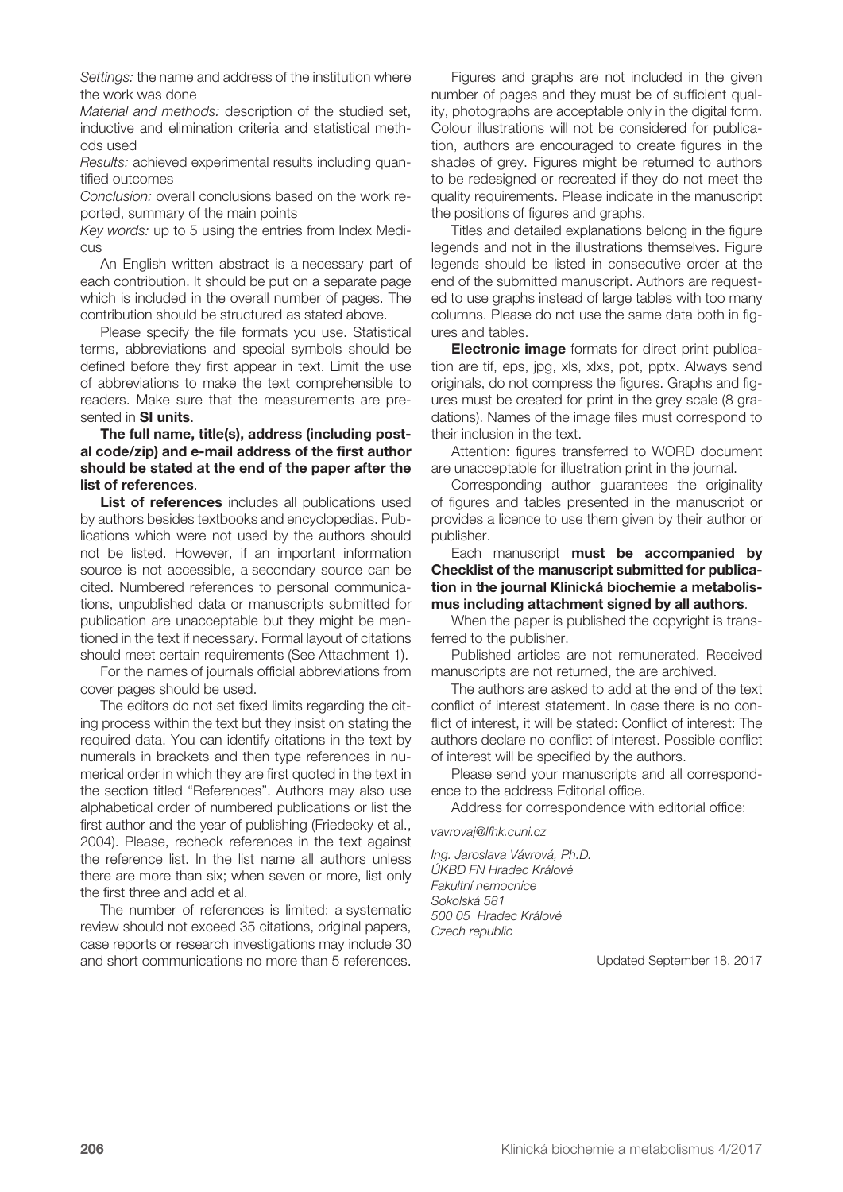*Settings:* the name and address of the institution where the work was done

*Material and methods:* description of the studied set, inductive and elimination criteria and statistical methods used

*Results:* achieved experimental results including quantified outcomes

*Conclusion:* overall conclusions based on the work reported, summary of the main points

*Key words:* up to 5 using the entries from Index Medicus

An English written abstract is a necessary part of each contribution. It should be put on a separate page which is included in the overall number of pages. The contribution should be structured as stated above.

Please specify the file formats you use. Statistical terms, abbreviations and special symbols should be defined before they first appear in text. Limit the use of abbreviations to make the text comprehensible to readers. Make sure that the measurements are presented in **SI units**.

**The full name, title(s), address (including postal code/zip) and e-mail address of the first author should be stated at the end of the paper after the list of references**.

**List of references** includes all publications used by authors besides textbooks and encyclopedias. Publications which were not used by the authors should not be listed. However, if an important information source is not accessible, a secondary source can be cited. Numbered references to personal communications, unpublished data or manuscripts submitted for publication are unacceptable but they might be mentioned in the text if necessary. Formal layout of citations should meet certain requirements (See Attachment 1).

For the names of journals official abbreviations from cover pages should be used.

The editors do not set fixed limits regarding the citing process within the text but they insist on stating the required data. You can identify citations in the text by numerals in brackets and then type references in numerical order in which they are first quoted in the text in the section titled "References". Authors may also use alphabetical order of numbered publications or list the first author and the year of publishing (Friedecky et al., 2004). Please, recheck references in the text against the reference list. In the list name all authors unless there are more than six; when seven or more, list only the first three and add et al.

The number of references is limited: a systematic review should not exceed 35 citations, original papers, case reports or research investigations may include 30 and short communications no more than 5 references.

Figures and graphs are not included in the given number of pages and they must be of sufficient quality, photographs are acceptable only in the digital form. Colour illustrations will not be considered for publication, authors are encouraged to create figures in the shades of grey. Figures might be returned to authors to be redesigned or recreated if they do not meet the quality requirements. Please indicate in the manuscript the positions of figures and graphs.

Titles and detailed explanations belong in the figure legends and not in the illustrations themselves. Figure legends should be listed in consecutive order at the end of the submitted manuscript. Authors are requested to use graphs instead of large tables with too many columns. Please do not use the same data both in figures and tables.

**Electronic image** formats for direct print publication are tif, eps, jpg, xls, xlxs, ppt, pptx. Always send originals, do not compress the figures. Graphs and figures must be created for print in the grey scale (8 gradations). Names of the image files must correspond to their inclusion in the text.

Attention: figures transferred to WORD document are unacceptable for illustration print in the journal.

Corresponding author guarantees the originality of figures and tables presented in the manuscript or provides a licence to use them given by their author or publisher.

Each manuscript **must be accompanied by Checklist of the manuscript submitted for publication in the journal Klinická biochemie a metabolismus including attachment signed by all authors**.

When the paper is published the copyright is transferred to the publisher.

Published articles are not remunerated. Received manuscripts are not returned, the are archived.

The authors are asked to add at the end of the text conflict of interest statement. In case there is no conflict of interest, it will be stated: Conflict of interest: The authors declare no conflict of interest. Possible conflict of interest will be specified by the authors.

Please send your manuscripts and all correspondence to the address Editorial office.

Address for correspondence with editorial office:

*vavrovaj@lfhk.cuni.cz*

*Ing. Jaroslava Vávrová, Ph.D.*
*ÚKBD FN Hradec Králové*
*Fakultní nemocnice*
*Sokolská 581*
*500 05 Hradec Králové*
*Czech republic*

Updated September 18, 2017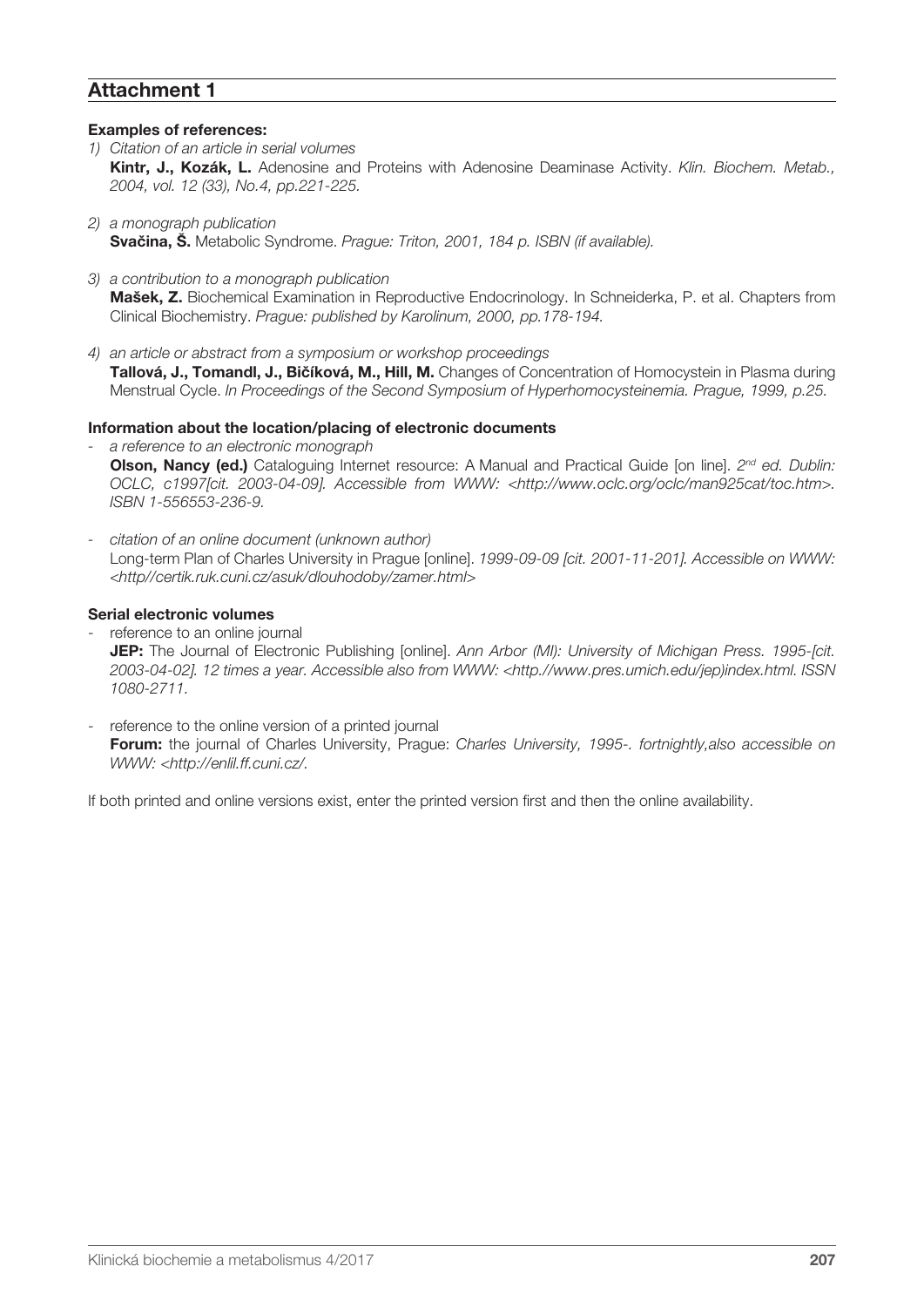## Attachment 1

**Examples of references:**

1) *Citation of an article in serial volumes*
   **Kintr, J., Kozák, L.** Adenosine and Proteins with Adenosine Deaminase Activity. *Klin. Biochem. Metab., 2004, vol. 12 (33), No.4, pp.221-225.*

2) *a monograph publication*
   **Svačina, Š.** Metabolic Syndrome. *Prague: Triton, 2001, 184 p. ISBN (if available).*

3) *a contribution to a monograph publication*
   **Mašek, Z.** Biochemical Examination in Reproductive Endocrinology. In Schneiderka, P. et al. Chapters from Clinical Biochemistry. *Prague: published by Karolinum, 2000, pp.178-194.*

4) *an article or abstract from a symposium or workshop proceedings*
   **Tallová, J., Tomandl, J., Bičíková, M., Hill, M.** Changes of Concentration of Homocystein in Plasma during Menstrual Cycle. *In Proceedings of the Second Symposium of Hyperhomocysteinemia. Prague, 1999, p.25.*

**Information about the location/placing of electronic documents**

- *a reference to an electronic monograph*
  **Olson, Nancy (ed.)** Cataloguing Internet resource: A Manual and Practical Guide [on line]. *2nd ed. Dublin: OCLC, c1997[cit. 2003-04-09]. Accessible from WWW: <http://www.oclc.org/oclc/man925cat/toc.htm>. ISBN 1-556553-236-9.*

- *citation of an online document (unknown author)*
  Long-term Plan of Charles University in Prague [online]. *1999-09-09 [cit. 2001-11-201]. Accessible on WWW: <http//certik.ruk.cuni.cz/asuk/dlouhodoby/zamer.html>*

**Serial electronic volumes**

- reference to an online journal
  **JEP:** The Journal of Electronic Publishing [online]. *Ann Arbor (MI): University of Michigan Press. 1995-[cit. 2003-04-02]. 12 times a year. Accessible also from WWW: <http.//www.pres.umich.edu/jep)index.html. ISSN 1080-2711.*

- reference to the online version of a printed journal
  **Forum:** the journal of Charles University, Prague: *Charles University, 1995-. fortnightly,also accessible on WWW: <http://enlil.ff.cuni.cz/.*

If both printed and online versions exist, enter the printed version first and then the online availability.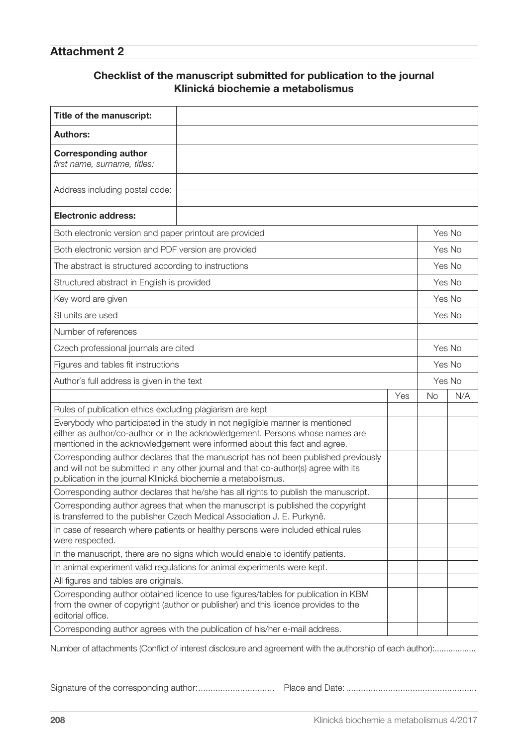## Attachment 2

### Checklist of the manuscript submitted for publication to the journal Klinická biochemie a metabolismus

| | |
|---|---|
| **Title of the manuscript:** | |
| **Authors:** | |
| **Corresponding author** *first name, surname, titles:* | |
| Address including postal code: | |
| **Electronic address:** | |

| | | | |
|---|---|---|---|
| Both electronic version and paper printout are provided | Yes No | | |
| Both electronic version and PDF version are provided | Yes No | | |
| The abstract is structured according to instructions | Yes No | | |
| Structured abstract in English is provided | Yes No | | |
| Key word are given | Yes No | | |
| SI units are used | Yes No | | |
| Number of references | | | |
| Czech professional journals are cited | Yes No | | |
| Figures and tables fit instructions | Yes No | | |
| Author´s full address is given in the text | Yes No | | |
| | Yes | No | N/A |
| Rules of publication ethics excluding plagiarism are kept | | | |
| Everybody who participated in the study in not negligible manner is mentioned either as author/co-author or in the acknowledgement. Persons whose names are mentioned in the acknowledgement were informed about this fact and agree. | | | |
| Corresponding author declares that the manuscript has not been published previously and will not be submitted in any other journal and that co-author(s) agree with its publication in the journal Klinická biochemie a metabolismus. | | | |
| Corresponding author declares that he/she has all rights to publish the manuscript. | | | |
| Corresponding author agrees that when the manuscript is published the copyright is transferred to the publisher Czech Medical Association J. E. Purkyně. | | | |
| In case of research where patients or healthy persons were included ethical rules were respected. | | | |
| In the manuscript, there are no signs which would enable to identify patients. | | | |
| In animal experiment valid regulations for animal experiments were kept. | | | |
| All figures and tables are originals. | | | |
| Corresponding author obtained licence to use figures/tables for publication in KBM from the owner of copyright (author or publisher) and this licence provides to the editorial office. | | | |
| Corresponding author agrees with the publication of his/her e-mail address. | | | |

Number of attachments (Conflict of interest disclosure and agreement with the authorship of each author):..................

Signature of the corresponding author:............................... Place and Date: ....................................................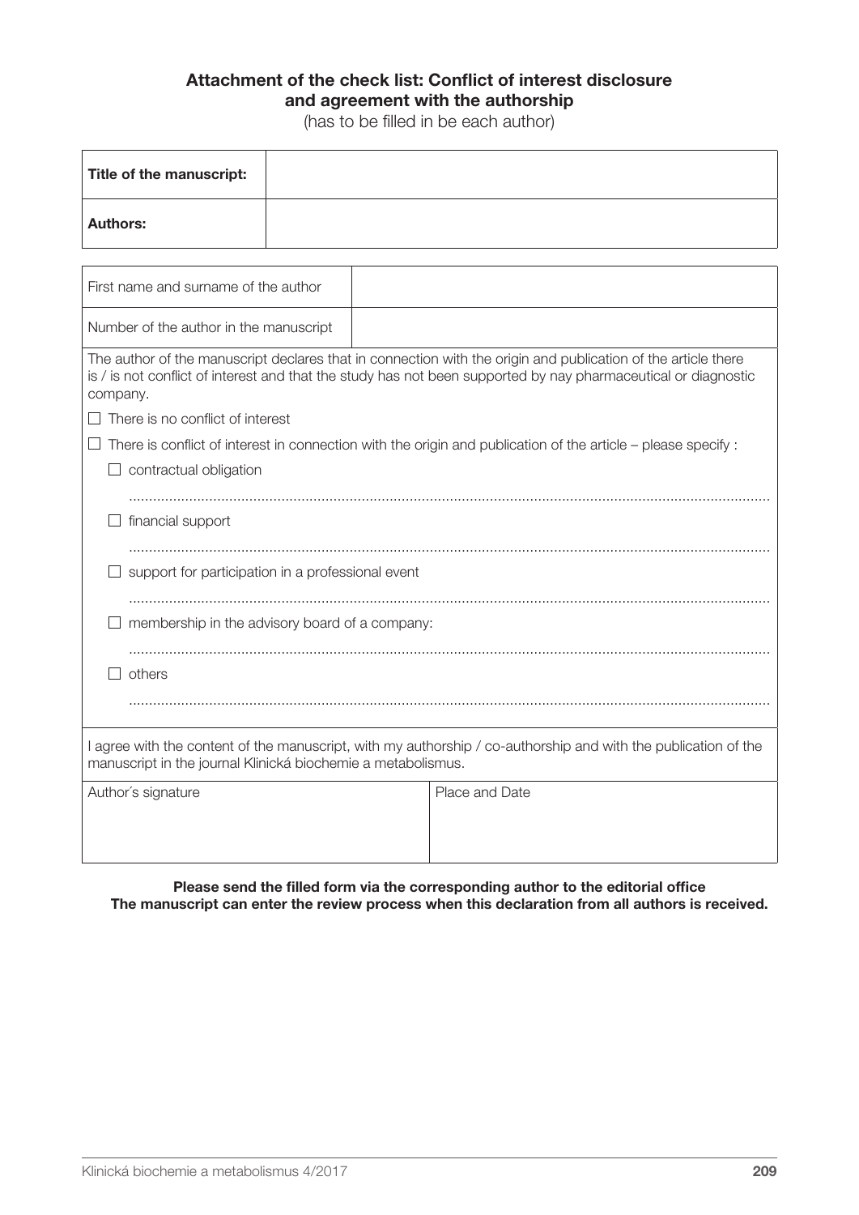## Attachment of the check list: Conflict of interest disclosure and agreement with the authorship

(has to be filled in be each author)

| | |
|---|---|
| **Title of the manuscript:** | |
| **Authors:** | |

| | |
|---|---|
| First name and surname of the author | |
| Number of the author in the manuscript | |

The author of the manuscript declares that in connection with the origin and publication of the article there is / is not conflict of interest and that the study has not been supported by nay pharmaceutical or diagnostic company.

☐ There is no conflict of interest

☐ There is conflict of interest in connection with the origin and publication of the article – please specify :

- ☐ contractual obligation

  ............................................................................................................................................................

- ☐ financial support

  ............................................................................................................................................................

- ☐ support for participation in a professional event

  ............................................................................................................................................................

- ☐ membership in the advisory board of a company:

  ............................................................................................................................................................

- ☐ others

  ............................................................................................................................................................

I agree with the content of the manuscript, with my authorship / co-authorship and with the publication of the manuscript in the journal Klinická biochemie a metabolismus.

| Author´s signature | Place and Date |
|---|---|
| | |

**Please send the filled form via the corresponding author to the editorial office**
**The manuscript can enter the review process when this declaration from all authors is received.**